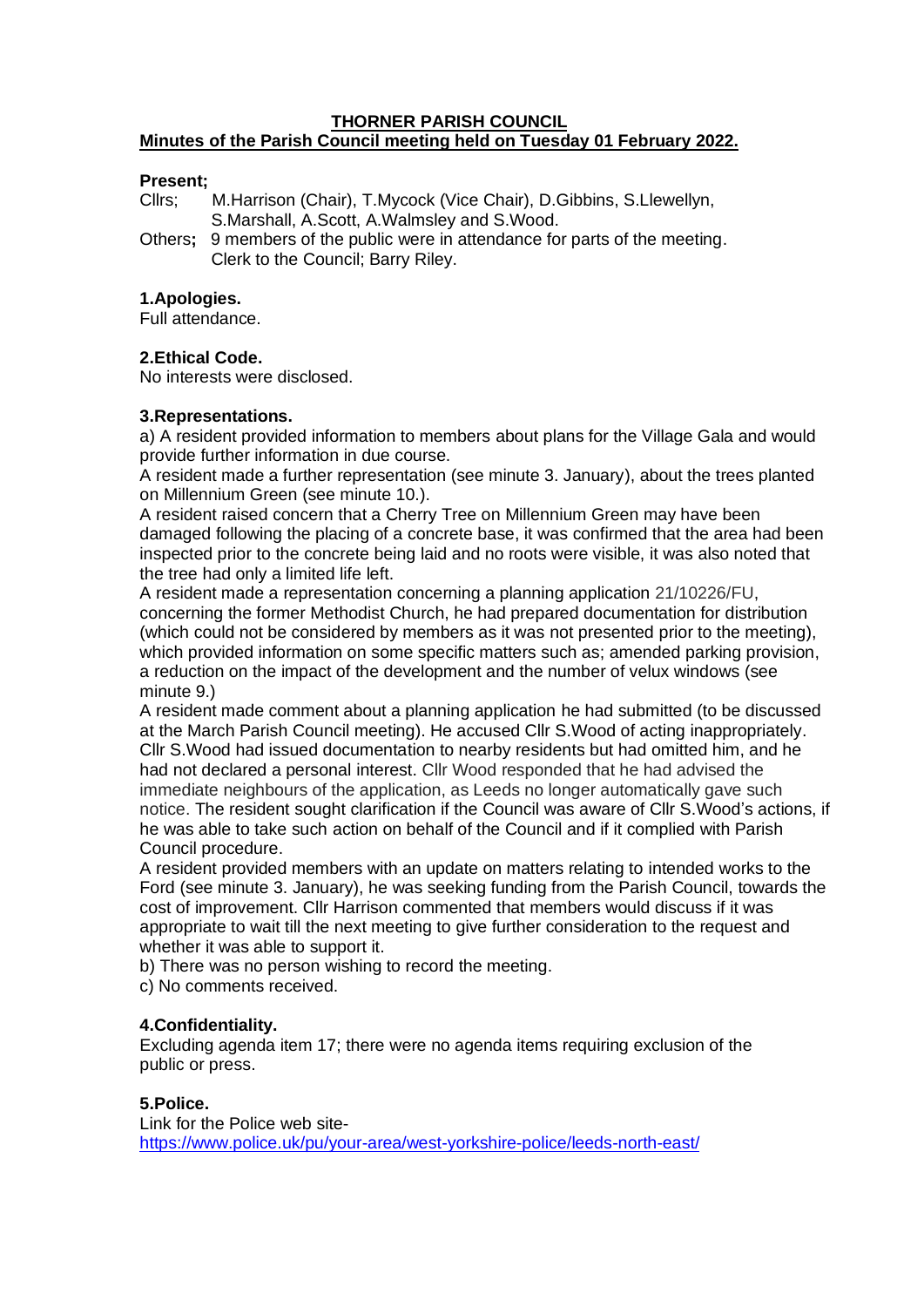# THORNER PARISH COUNCIL

## Minutes of the Parish Council meeting held on Tuesday 01 February 2022.

**Present;**

Cllrs; M.Harrison (Chair), T.Mycock (Vice Chair), D.Gibbins, S.Llewellyn, S.Marshall, A.Scott, A.Walmsley and S.Wood.

Others**;** 9 members of the public were in attendance for parts of the meeting. Clerk to the Council; Barry Riley.

**1.Apologies.**

Full attendance.

**2.Ethical Code.**

No interests were disclosed.

**3.Representations.**

a) A resident provided information to members about plans for the Village Gala and would provide further information in due course.

A resident made a further representation (see minute 3. January), about the trees planted on Millennium Green (see minute 10.).

A resident raised concern that a Cherry Tree on Millennium Green may have been damaged following the placing of a concrete base, it was confirmed that the area had been inspected prior to the concrete being laid and no roots were visible, it was also noted that the tree had only a limited life left.

A resident made a representation concerning a planning application 21/10226/FU, concerning the former Methodist Church, he had prepared documentation for distribution (which could not be considered by members as it was not presented prior to the meeting), which provided information on some specific matters such as; amended parking provision, a reduction on the impact of the development and the number of velux windows (see minute 9.)

A resident made comment about a planning application he had submitted (to be discussed at the March Parish Council meeting). He accused Cllr S.Wood of acting inappropriately. Cllr S.Wood had issued documentation to nearby residents but had omitted him, and he had not declared a personal interest. Cllr Wood responded that he had advised the immediate neighbours of the application, as Leeds no longer automatically gave such notice. The resident sought clarification if the Council was aware of Cllr S.Wood's actions, if he was able to take such action on behalf of the Council and if it complied with Parish Council procedure.

A resident provided members with an update on matters relating to intended works to the Ford (see minute 3. January), he was seeking funding from the Parish Council, towards the cost of improvement. Cllr Harrison commented that members would discuss if it was appropriate to wait till the next meeting to give further consideration to the request and whether it was able to support it.

b) There was no person wishing to record the meeting.

c) No comments received.

**4.Confidentiality.**

Excluding agenda item 17; there were no agenda items requiring exclusion of the public or press.

**5.Police.**

Link for the Police web site-
https://www.police.uk/pu/your-area/west-yorkshire-police/leeds-north-east/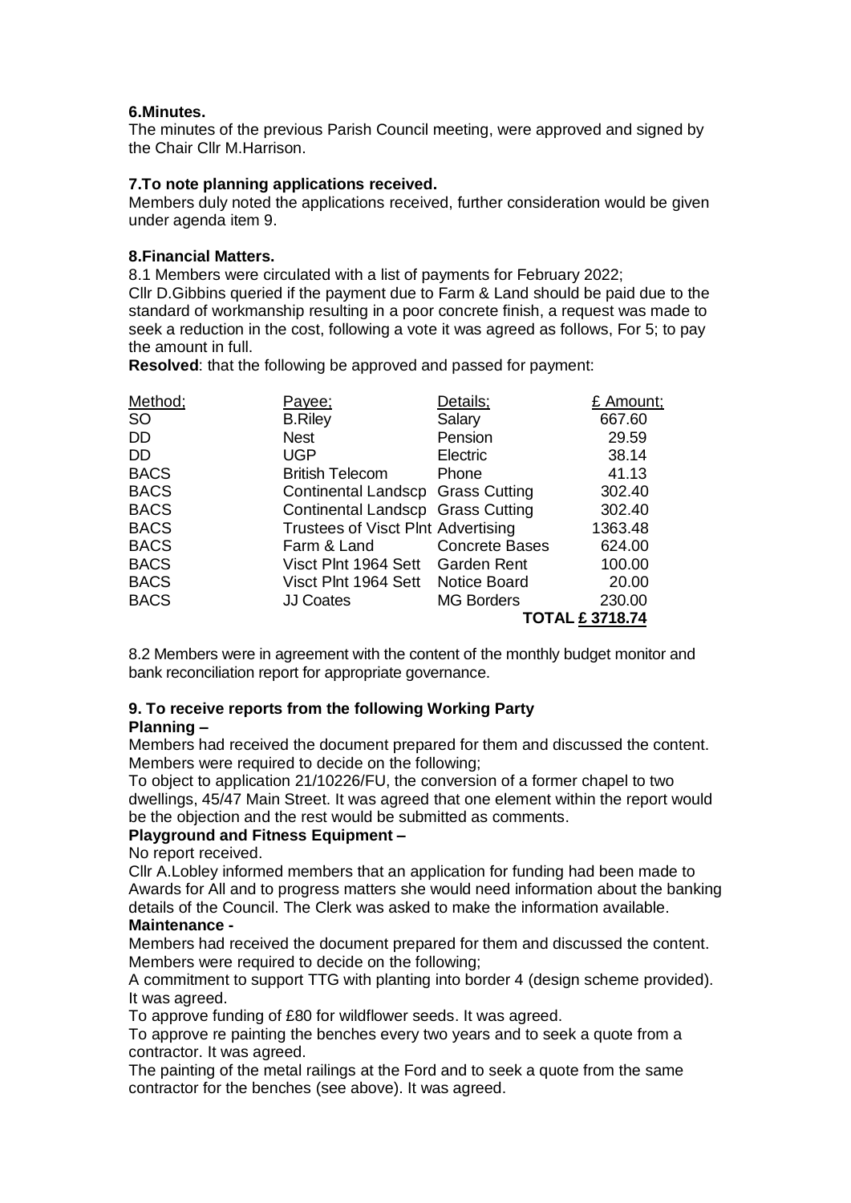**6.Minutes.**

The minutes of the previous Parish Council meeting, were approved and signed by the Chair Cllr M.Harrison.

**7.To note planning applications received.**

Members duly noted the applications received, further consideration would be given under agenda item 9.

**8.Financial Matters.**

8.1 Members were circulated with a list of payments for February 2022;

Cllr D.Gibbins queried if the payment due to Farm & Land should be paid due to the standard of workmanship resulting in a poor concrete finish, a request was made to seek a reduction in the cost, following a vote it was agreed as follows, For 5; to pay the amount in full.

**Resolved**: that the following be approved and passed for payment:

| Method; | Payee; | Details; | £ Amount; |
|---|---|---|---|
| SO | B.Riley | Salary | 667.60 |
| DD | Nest | Pension | 29.59 |
| DD | UGP | Electric | 38.14 |
| BACS | British Telecom | Phone | 41.13 |
| BACS | Continental Landscp | Grass Cutting | 302.40 |
| BACS | Continental Landscp | Grass Cutting | 302.40 |
| BACS | Trustees of Visct Plnt | Advertising | 1363.48 |
| BACS | Farm & Land | Concrete Bases | 624.00 |
| BACS | Visct Plnt 1964 Sett | Garden Rent | 100.00 |
| BACS | Visct Plnt 1964 Sett | Notice Board | 20.00 |
| BACS | JJ Coates | MG Borders | 230.00 |
| | | | **TOTAL £ 3718.74** |

8.2 Members were in agreement with the content of the monthly budget monitor and bank reconciliation report for appropriate governance.

**9. To receive reports from the following Working Party**

**Planning –**

Members had received the document prepared for them and discussed the content. Members were required to decide on the following;

To object to application 21/10226/FU, the conversion of a former chapel to two dwellings, 45/47 Main Street. It was agreed that one element within the report would be the objection and the rest would be submitted as comments.

**Playground and Fitness Equipment –**

No report received.

Cllr A.Lobley informed members that an application for funding had been made to Awards for All and to progress matters she would need information about the banking details of the Council. The Clerk was asked to make the information available.

**Maintenance -**

Members had received the document prepared for them and discussed the content. Members were required to decide on the following;

A commitment to support TTG with planting into border 4 (design scheme provided). It was agreed.

To approve funding of £80 for wildflower seeds. It was agreed.

To approve re painting the benches every two years and to seek a quote from a contractor. It was agreed.

The painting of the metal railings at the Ford and to seek a quote from the same contractor for the benches (see above). It was agreed.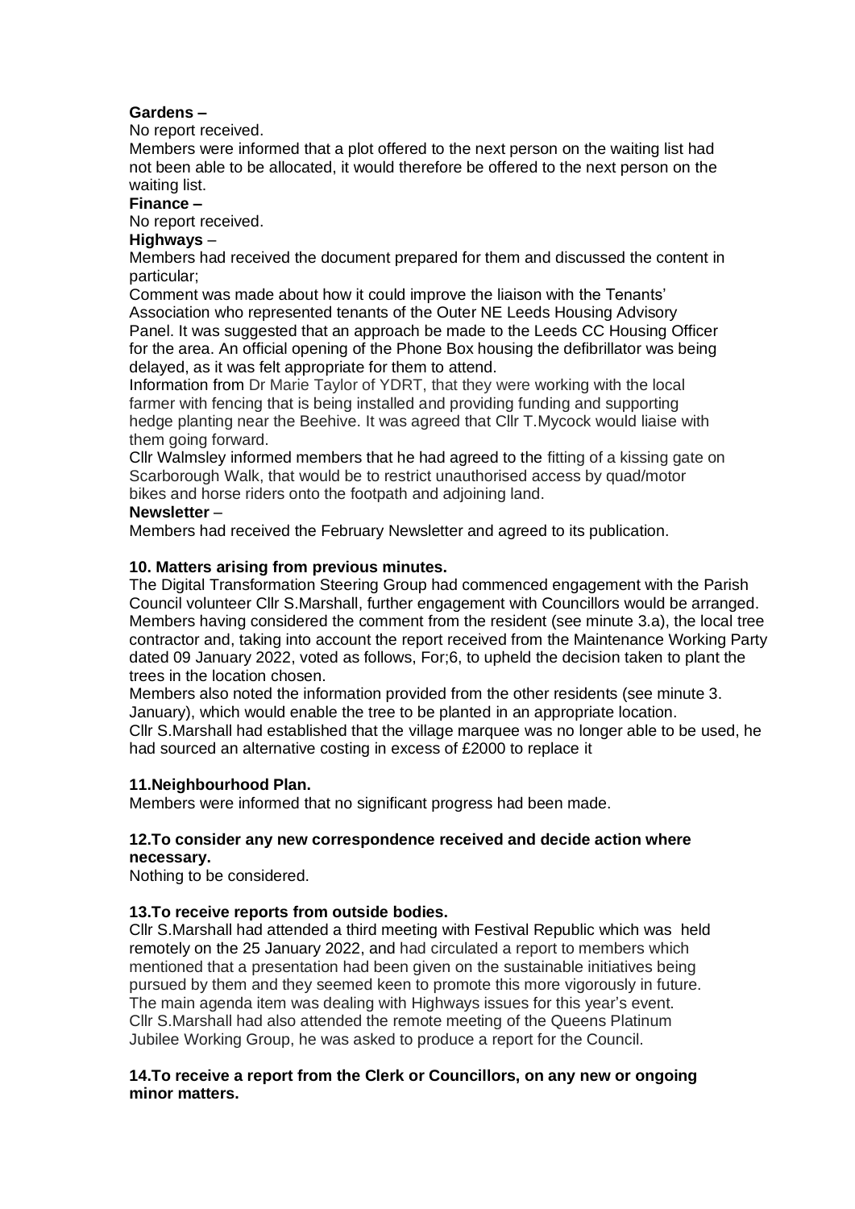**Gardens –**

No report received.

Members were informed that a plot offered to the next person on the waiting list had not been able to be allocated, it would therefore be offered to the next person on the waiting list.

**Finance –**

No report received.

**Highways** –

Members had received the document prepared for them and discussed the content in particular;

Comment was made about how it could improve the liaison with the Tenants' Association who represented tenants of the Outer NE Leeds Housing Advisory Panel. It was suggested that an approach be made to the Leeds CC Housing Officer for the area. An official opening of the Phone Box housing the defibrillator was being delayed, as it was felt appropriate for them to attend.

Information from Dr Marie Taylor of YDRT, that they were working with the local farmer with fencing that is being installed and providing funding and supporting hedge planting near the Beehive. It was agreed that Cllr T.Mycock would liaise with them going forward.

Cllr Walmsley informed members that he had agreed to the fitting of a kissing gate on Scarborough Walk, that would be to restrict unauthorised access by quad/motor bikes and horse riders onto the footpath and adjoining land.

**Newsletter** –

Members had received the February Newsletter and agreed to its publication.

**10. Matters arising from previous minutes.**

The Digital Transformation Steering Group had commenced engagement with the Parish Council volunteer Cllr S.Marshall, further engagement with Councillors would be arranged. Members having considered the comment from the resident (see minute 3.a), the local tree contractor and, taking into account the report received from the Maintenance Working Party dated 09 January 2022, voted as follows, For;6, to upheld the decision taken to plant the trees in the location chosen.

Members also noted the information provided from the other residents (see minute 3. January), which would enable the tree to be planted in an appropriate location.

Cllr S.Marshall had established that the village marquee was no longer able to be used, he had sourced an alternative costing in excess of £2000 to replace it

**11.Neighbourhood Plan.**

Members were informed that no significant progress had been made.

**12.To consider any new correspondence received and decide action where necessary.**

Nothing to be considered.

**13.To receive reports from outside bodies.**

Cllr S.Marshall had attended a third meeting with Festival Republic which was held remotely on the 25 January 2022, and had circulated a report to members which mentioned that a presentation had been given on the sustainable initiatives being pursued by them and they seemed keen to promote this more vigorously in future. The main agenda item was dealing with Highways issues for this year's event.

Cllr S.Marshall had also attended the remote meeting of the Queens Platinum Jubilee Working Group, he was asked to produce a report for the Council.

**14.To receive a report from the Clerk or Councillors, on any new or ongoing minor matters.**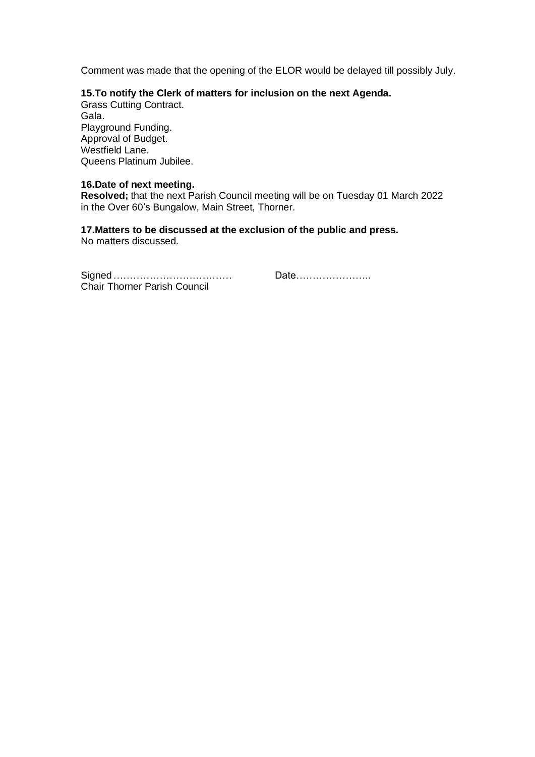Comment was made that the opening of the ELOR would be delayed till possibly July.

**15.To notify the Clerk of matters for inclusion on the next Agenda.**

Grass Cutting Contract.
Gala.
Playground Funding.
Approval of Budget.
Westfield Lane.
Queens Platinum Jubilee.

**16.Date of next meeting.**

**Resolved;** that the next Parish Council meeting will be on Tuesday 01 March 2022 in the Over 60's Bungalow, Main Street, Thorner.

**17.Matters to be discussed at the exclusion of the public and press.**

No matters discussed.

Signed……………………………… Date…………………..
Chair Thorner Parish Council